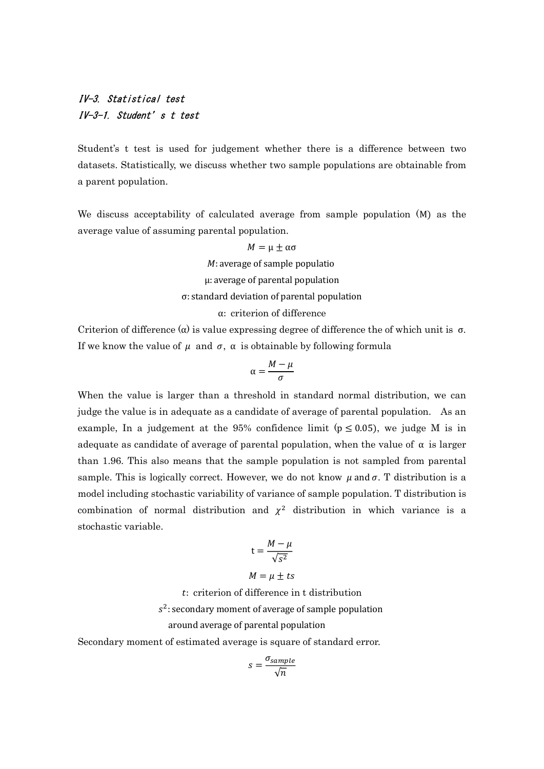## IV-3. Statistical test

### IV-3-1. Student's t test

Student's t test is used for judgement whether there is a difference between two datasets. Statistically, we discuss whether two sample populations are obtainable from a parent population.

We discuss acceptability of calculated average from sample population (M) as the average value of assuming parental population.

$$M = \mu \pm \alpha\sigma$$

$M$: average of sample populatio

μ: average of parental population

σ: standard deviation of parental population

α: criterion of difference

Criterion of difference (α) is value expressing degree of difference the of which unit is σ. If we know the value of $\mu$ and $\sigma$, α is obtainable by following formula

$$\alpha = \frac{M - \mu}{\sigma}$$

When the value is larger than a threshold in standard normal distribution, we can judge the value is in adequate as a candidate of average of parental population. As an example, In a judgement at the 95% confidence limit ($p \leq 0.05$), we judge M is in adequate as candidate of average of parental population, when the value of α is larger than 1.96. This also means that the sample population is not sampled from parental sample. This is logically correct. However, we do not know $\mu$ and $\sigma$. T distribution is a model including stochastic variability of variance of sample population. T distribution is combination of normal distribution and $\chi^2$ distribution in which variance is a stochastic variable.

$$t = \frac{M - \mu}{\sqrt{s^2}}$$

$$M = \mu \pm ts$$

$t$: criterion of difference in t distribution

$s^2$: secondary moment of average of sample population around average of parental population

Secondary moment of estimated average is square of standard error.

$$s = \frac{\sigma_{sample}}{\sqrt{n}}$$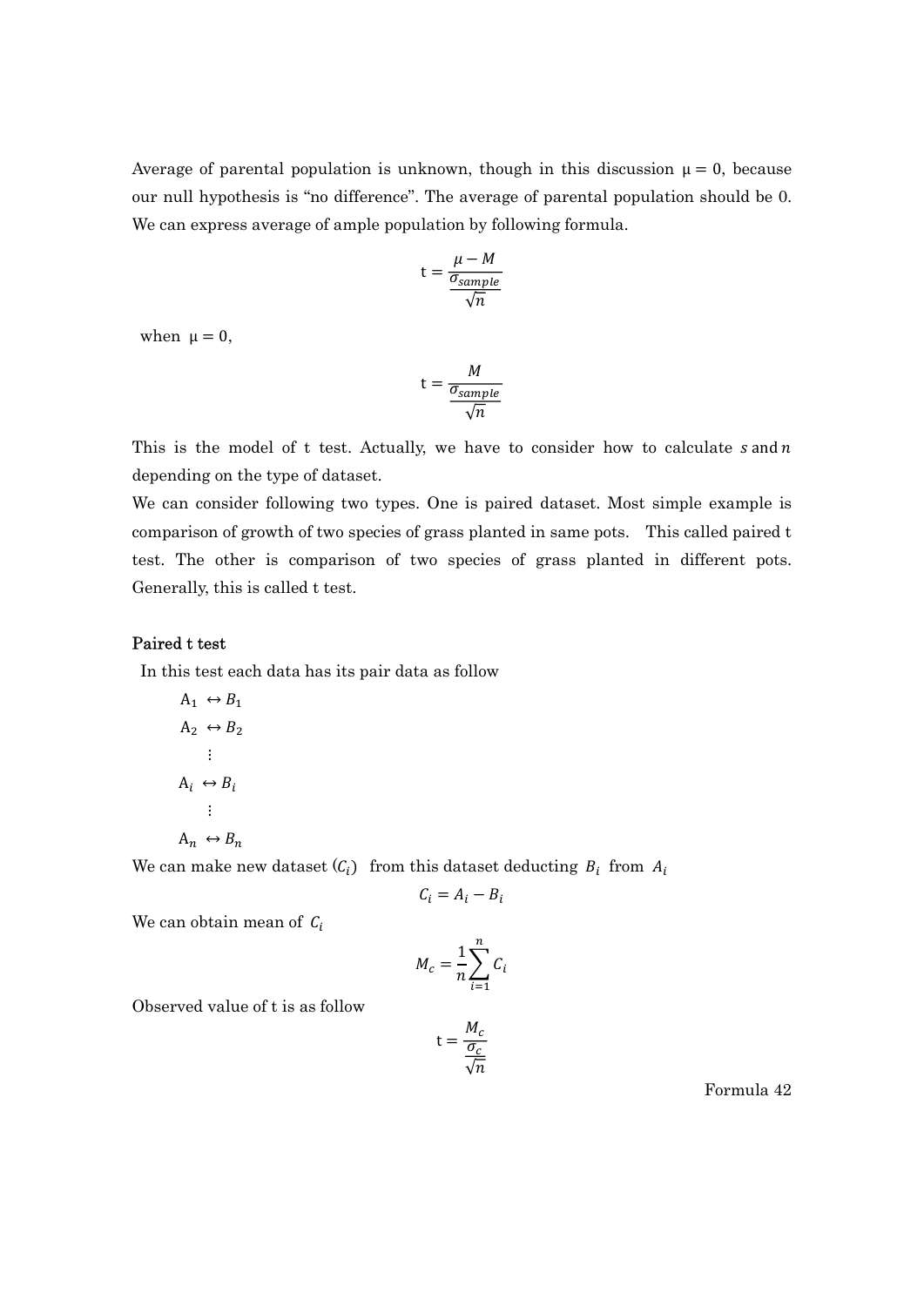Average of parental population is unknown, though in this discussion $\mu = 0$, because our null hypothesis is "no difference". The average of parental population should be 0. We can express average of ample population by following formula.

$$t = \frac{\mu - M}{\frac{\sigma_{sample}}{\sqrt{n}}}$$

when $\mu = 0$,

$$t = \frac{M}{\frac{\sigma_{sample}}{\sqrt{n}}}$$

This is the model of t test. Actually, we have to consider how to calculate $s$ and $n$ depending on the type of dataset.

We can consider following two types. One is paired dataset. Most simple example is comparison of growth of two species of grass planted in same pots. This called paired t test. The other is comparison of two species of grass planted in different pots. Generally, this is called t test.

**Paired t test**

In this test each data has its pair data as follow

$$A_1 \leftrightarrow B_1$$
$$A_2 \leftrightarrow B_2$$
$$\vdots$$
$$A_i \leftrightarrow B_i$$
$$\vdots$$
$$A_n \leftrightarrow B_n$$

We can make new dataset ($C_i$) from this dataset deducting $B_i$ from $A_i$

$$C_i = A_i - B_i$$

We can obtain mean of $C_i$

$$M_c = \frac{1}{n}\sum_{i=1}^{n} C_i$$

Observed value of t is as follow

$$t = \frac{M_c}{\frac{\sigma_c}{\sqrt{n}}}$$

Formula 42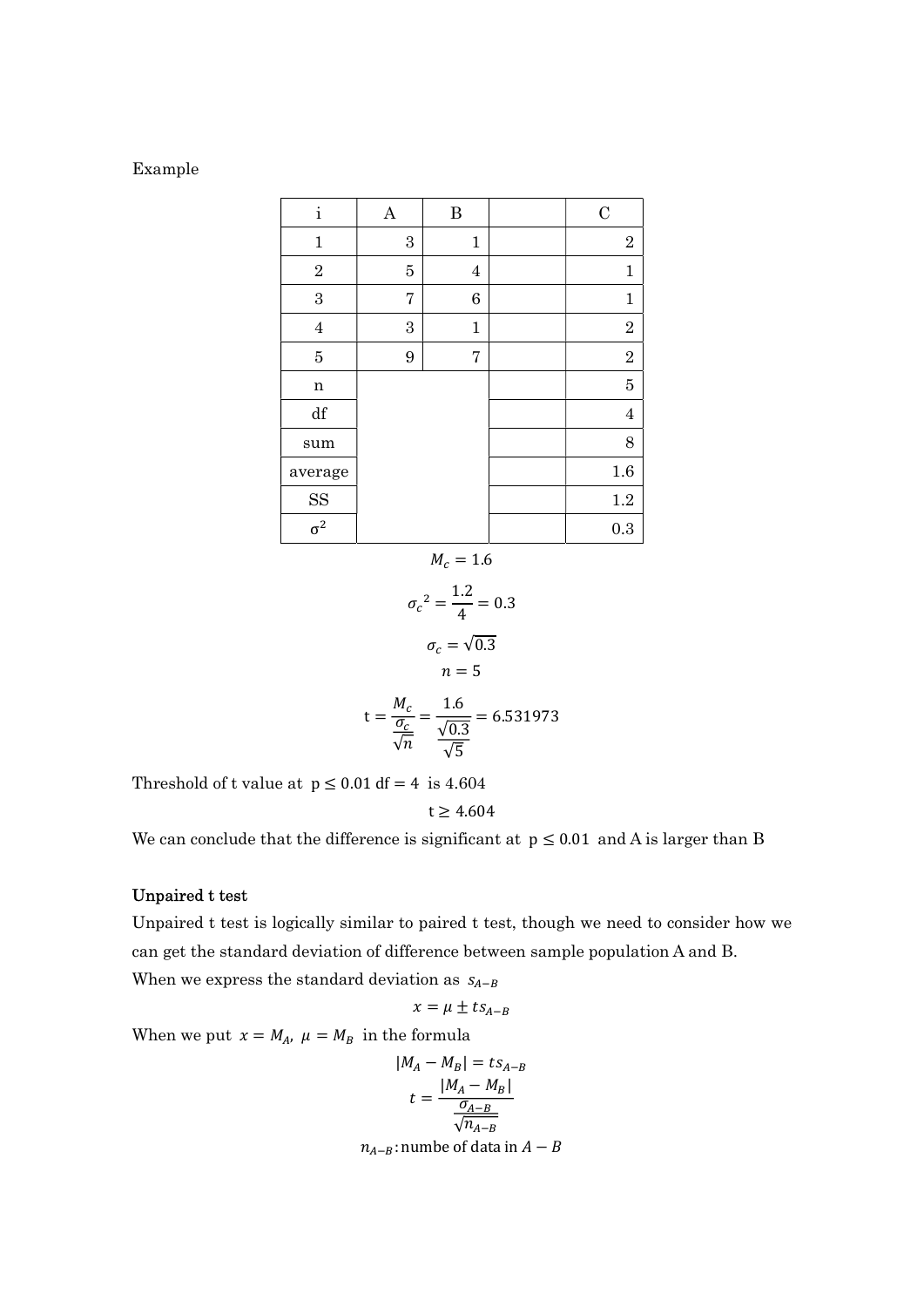Example

| i | A | B | | C |
|---|---|---|---|---|
| 1 | 3 | 1 | | 2 |
| 2 | 5 | 4 | | 1 |
| 3 | 7 | 6 | | 1 |
| 4 | 3 | 1 | | 2 |
| 5 | 9 | 7 | | 2 |
| n | | | | 5 |
| df | | | | 4 |
| sum | | | | 8 |
| average | | | | 1.6 |
| SS | | | | 1.2 |
| $\sigma^2$ | | | | 0.3 |

$$M_c = 1.6$$

$$\sigma_c{}^2 = \frac{1.2}{4} = 0.3$$

$$\sigma_c = \sqrt{0.3}$$

$$n = 5$$

$$\mathrm{t} = \frac{M_c}{\frac{\sigma_c}{\sqrt{n}}} = \frac{1.6}{\frac{\sqrt{0.3}}{\sqrt{5}}} = 6.531973$$

Threshold of t value at $\mathrm{p} \leq 0.01$ df $= 4$ is 4.604

$$\mathrm{t} \geq 4.604$$

We can conclude that the difference is significant at $\mathrm{p} \leq 0.01$ and A is larger than B

**Unpaired t test**

Unpaired t test is logically similar to paired t test, though we need to consider how we can get the standard deviation of difference between sample population A and B.

When we express the standard deviation as $s_{A-B}$

$$x = \mu \pm t s_{A-B}$$

When we put $x = M_A,\ \mu = M_B$ in the formula

$$|M_A - M_B| = t s_{A-B}$$

$$t = \frac{|M_A - M_B|}{\frac{\sigma_{A-B}}{\sqrt{n_{A-B}}}}$$

$n_{A-B}$: numbe of data in $A - B$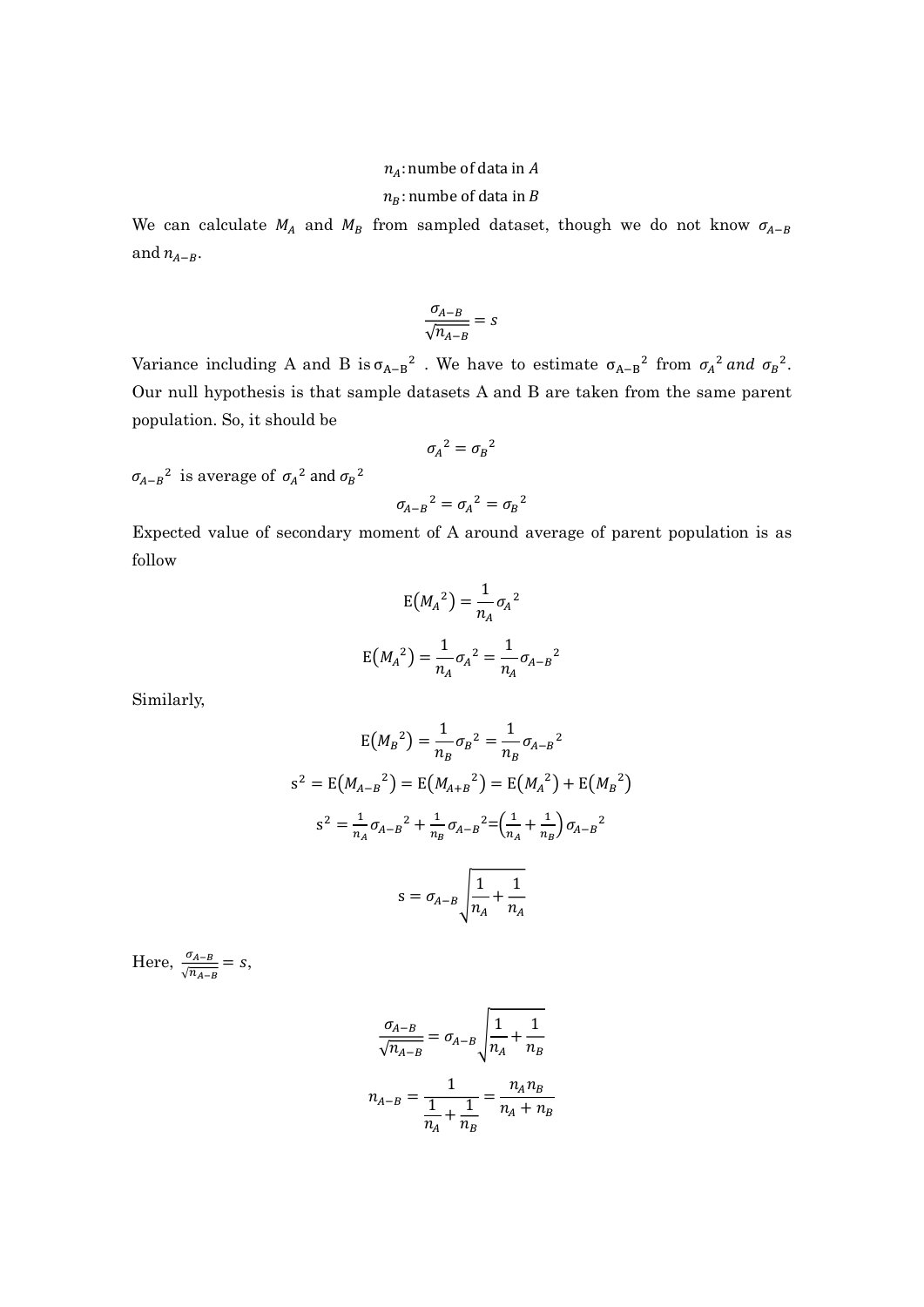$n_A$: numbe of data in $A$

$n_B$: numbe of data in $B$

We can calculate $M_A$ and $M_B$ from sampled dataset, though we do not know $\sigma_{A-B}$ and $n_{A-B}$.

$$\frac{\sigma_{A-B}}{\sqrt{n_{A-B}}} = s$$

Variance including A and B is $\sigma_{A-B}{}^2$ . We have to estimate $\sigma_{A-B}{}^2$ from $\sigma_A{}^2$ *and* $\sigma_B{}^2$. Our null hypothesis is that sample datasets A and B are taken from the same parent population. So, it should be

$$\sigma_A{}^2 = \sigma_B{}^2$$

$\sigma_{A-B}{}^2$ is average of $\sigma_A{}^2$ and $\sigma_B{}^2$

$$\sigma_{A-B}{}^2 = \sigma_A{}^2 = \sigma_B{}^2$$

Expected value of secondary moment of A around average of parent population is as follow

$$\mathrm{E}\left(M_A{}^2\right) = \frac{1}{n_A}\sigma_A{}^2$$

$$\mathrm{E}\left(M_A{}^2\right) = \frac{1}{n_A}\sigma_A{}^2 = \frac{1}{n_A}\sigma_{A-B}{}^2$$

Similarly,

$$\mathrm{E}\left(M_B{}^2\right) = \frac{1}{n_B}\sigma_B{}^2 = \frac{1}{n_B}\sigma_{A-B}{}^2$$

$$\mathrm{s}^2 = \mathrm{E}\left(M_{A-B}{}^2\right) = \mathrm{E}\left(M_{A+B}{}^2\right) = \mathrm{E}\left(M_A{}^2\right) + \mathrm{E}\left(M_B{}^2\right)$$

$$\mathrm{s}^2 = \tfrac{1}{n_A}\sigma_{A-B}{}^2 + \tfrac{1}{n_B}\sigma_{A-B}{}^2 = \left(\tfrac{1}{n_A} + \tfrac{1}{n_B}\right)\sigma_{A-B}{}^2$$

$$\mathrm{s} = \sigma_{A-B}\sqrt{\frac{1}{n_A} + \frac{1}{n_A}}$$

Here, $\frac{\sigma_{A-B}}{\sqrt{n_{A-B}}} = s$,

$$\frac{\sigma_{A-B}}{\sqrt{n_{A-B}}} = \sigma_{A-B}\sqrt{\frac{1}{n_A} + \frac{1}{n_B}}$$

$$n_{A-B} = \frac{1}{\dfrac{1}{n_A} + \dfrac{1}{n_B}} = \frac{n_A n_B}{n_A + n_B}$$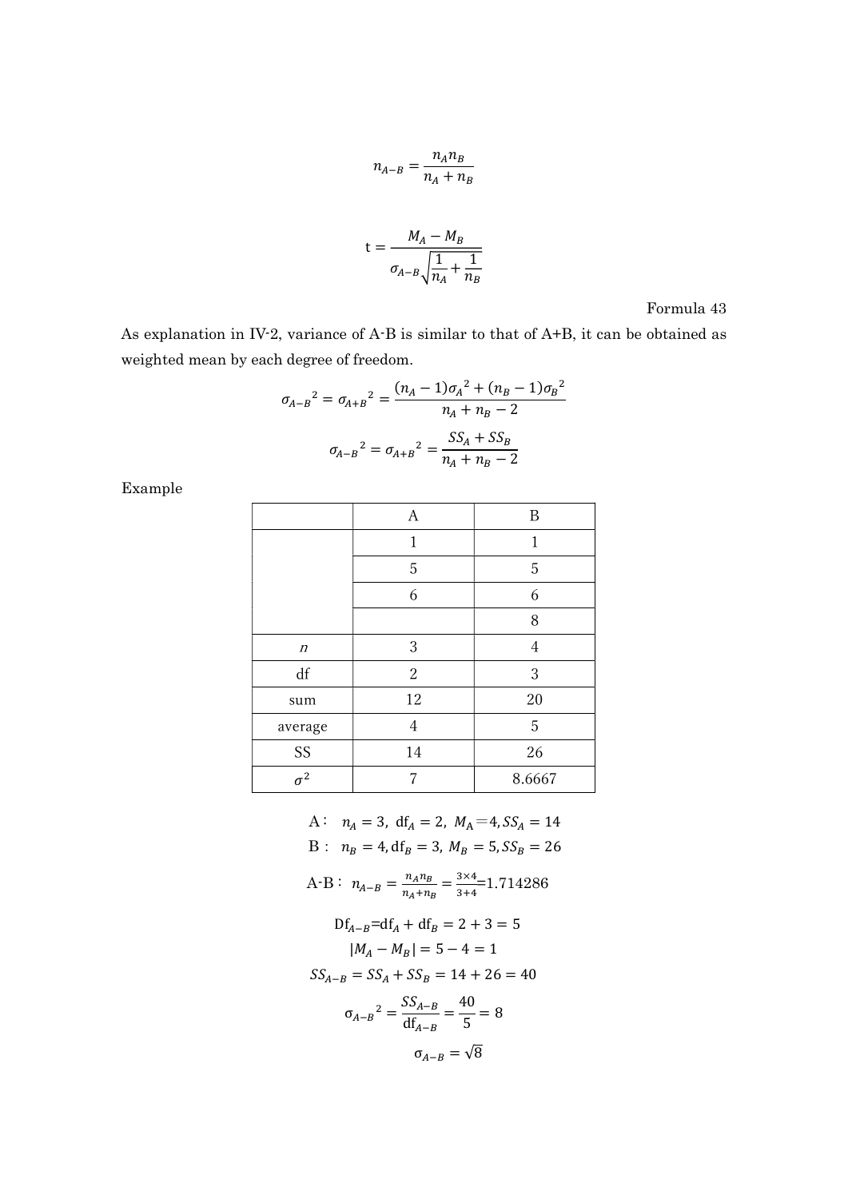$$n_{A-B} = \frac{n_A n_B}{n_A + n_B}$$

$$\mathrm{t} = \frac{M_A - M_B}{\sigma_{A-B}\sqrt{\frac{1}{n_A} + \frac{1}{n_B}}}$$

Formula 43

As explanation in IV-2, variance of A-B is similar to that of A+B, it can be obtained as weighted mean by each degree of freedom.

$$\sigma_{A-B}{}^2 = \sigma_{A+B}{}^2 = \frac{(n_A - 1)\sigma_A{}^2 + (n_B - 1)\sigma_B{}^2}{n_A + n_B - 2}$$

$$\sigma_{A-B}{}^2 = \sigma_{A+B}{}^2 = \frac{SS_A + SS_B}{n_A + n_B - 2}$$

Example

| | A | B |
|---|---|---|
| | 1 | 1 |
| | 5 | 5 |
| | 6 | 6 |
| | | 8 |
| $n$ | 3 | 4 |
| df | 2 | 3 |
| sum | 12 | 20 |
| average | 4 | 5 |
| SS | 14 | 26 |
| $\sigma^2$ | 7 | 8.6667 |

A： $n_A = 3,\ \mathrm{df}_A = 2,\ M_A = 4, SS_A = 14$

B： $n_B = 4, \mathrm{df}_B = 3,\ M_B = 5, SS_B = 26$

A-B： $n_{A-B} = \frac{n_A n_B}{n_A + n_B} = \frac{3\times4}{3+4} = 1.714286$

$$\mathrm{Df}_{A-B} = \mathrm{df}_A + \mathrm{df}_B = 2 + 3 = 5$$

$$|M_A - M_B| = 5 - 4 = 1$$

$$SS_{A-B} = SS_A + SS_B = 14 + 26 = 40$$

$$\sigma_{A-B}{}^2 = \frac{SS_{A-B}}{\mathrm{df}_{A-B}} = \frac{40}{5} = 8$$

$$\sigma_{A-B} = \sqrt{8}$$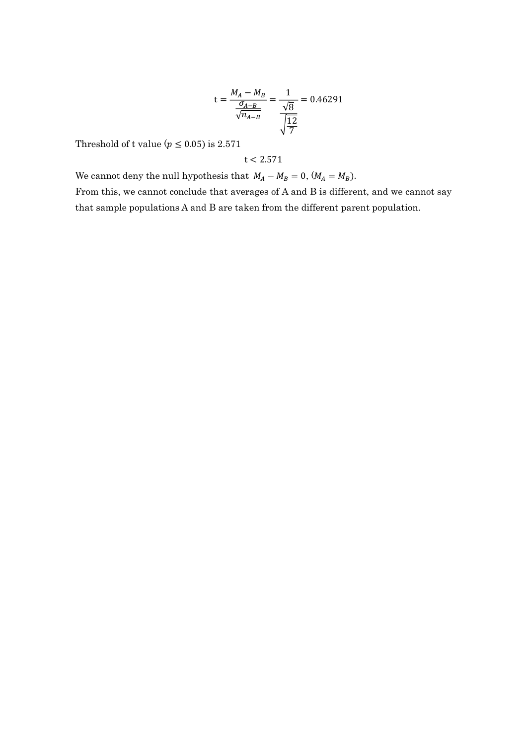$$t = \frac{M_A - M_B}{\frac{\sigma_{A-B}}{\sqrt{n_{A-B}}}} = \frac{1}{\frac{\sqrt{8}}{\sqrt{\frac{12}{7}}}} = 0.46291$$

Threshold of t value ($p \leq 0.05$) is 2.571

$$t < 2.571$$

We cannot deny the null hypothesis that $M_A - M_B = 0$, ($M_A = M_B$).

From this, we cannot conclude that averages of A and B is different, and we cannot say that sample populations A and B are taken from the different parent population.